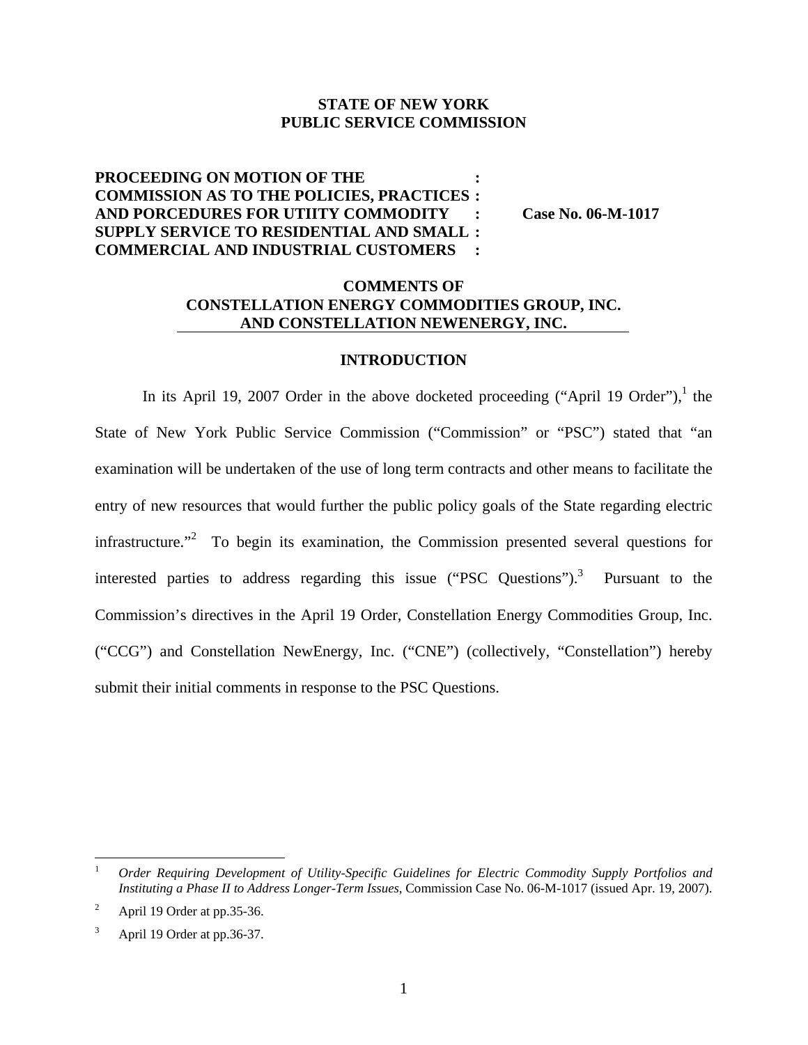**STATE OF NEW YORK**
**PUBLIC SERVICE COMMISSION**

| | |
|---|---|
| **PROCEEDING ON MOTION OF THE COMMISSION AS TO THE POLICIES, PRACTICES AND PORCEDURES FOR UTIITY COMMODITY SUPPLY SERVICE TO RESIDENTIAL AND SMALL COMMERCIAL AND INDUSTRIAL CUSTOMERS** | **Case No. 06-M-1017** |

**COMMENTS OF**
**CONSTELLATION ENERGY COMMODITIES GROUP, INC.**
**AND CONSTELLATION NEWENERGY, INC.**

## INTRODUCTION

In its April 19, 2007 Order in the above docketed proceeding ("April 19 Order"),[1] the State of New York Public Service Commission ("Commission" or "PSC") stated that "an examination will be undertaken of the use of long term contracts and other means to facilitate the entry of new resources that would further the public policy goals of the State regarding electric infrastructure."[2] To begin its examination, the Commission presented several questions for interested parties to address regarding this issue ("PSC Questions").[3] Pursuant to the Commission's directives in the April 19 Order, Constellation Energy Commodities Group, Inc. ("CCG") and Constellation NewEnergy, Inc. ("CNE") (collectively, "Constellation") hereby submit their initial comments in response to the PSC Questions.

---

[1] *Order Requiring Development of Utility-Specific Guidelines for Electric Commodity Supply Portfolios and Instituting a Phase II to Address Longer-Term Issues*, Commission Case No. 06-M-1017 (issued Apr. 19, 2007).

[2] April 19 Order at pp.35-36.

[3] April 19 Order at pp.36-37.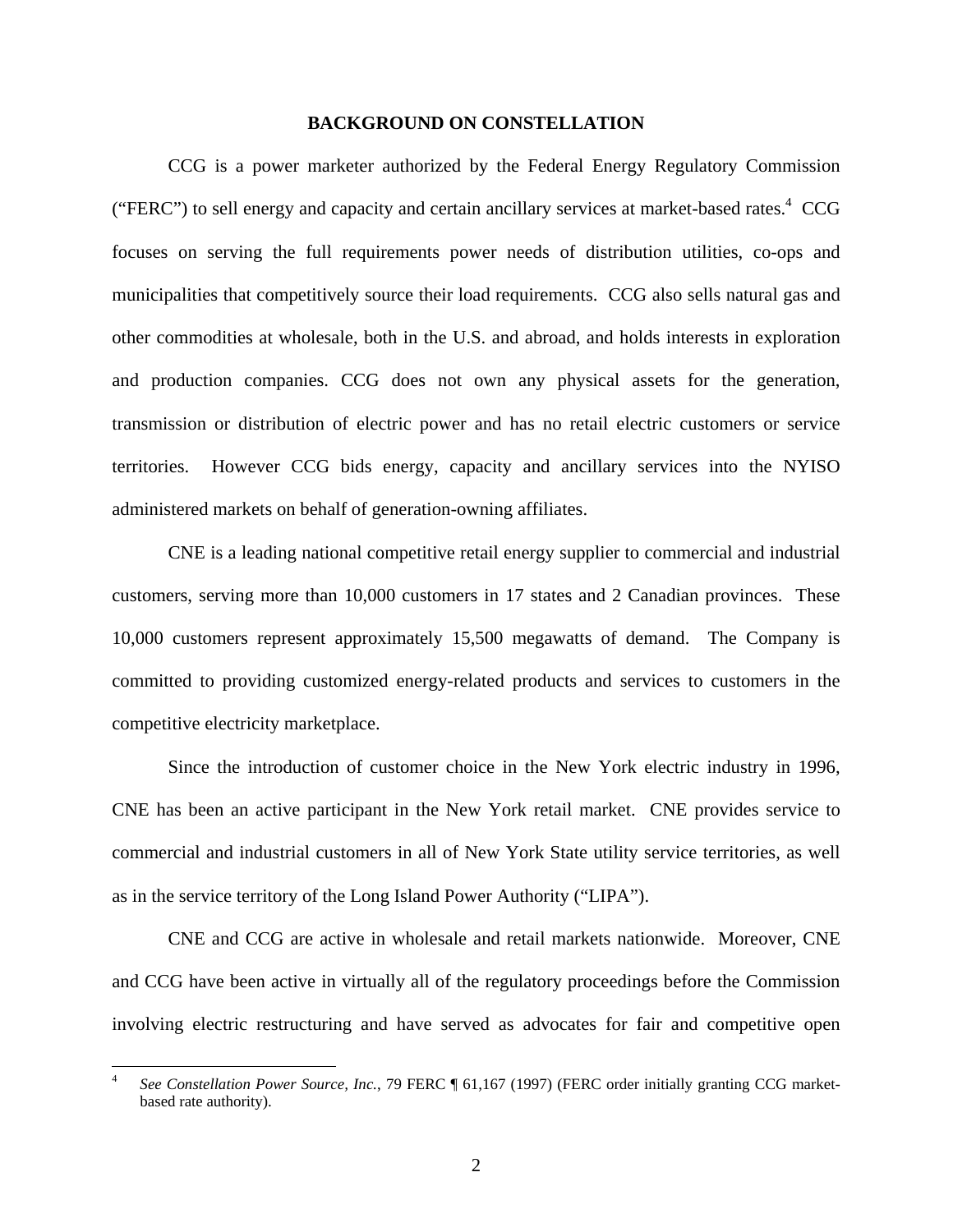**BACKGROUND ON CONSTELLATION**

CCG is a power marketer authorized by the Federal Energy Regulatory Commission ("FERC") to sell energy and capacity and certain ancillary services at market-based rates.[4] CCG focuses on serving the full requirements power needs of distribution utilities, co-ops and municipalities that competitively source their load requirements. CCG also sells natural gas and other commodities at wholesale, both in the U.S. and abroad, and holds interests in exploration and production companies. CCG does not own any physical assets for the generation, transmission or distribution of electric power and has no retail electric customers or service territories. However CCG bids energy, capacity and ancillary services into the NYISO administered markets on behalf of generation-owning affiliates.

CNE is a leading national competitive retail energy supplier to commercial and industrial customers, serving more than 10,000 customers in 17 states and 2 Canadian provinces. These 10,000 customers represent approximately 15,500 megawatts of demand. The Company is committed to providing customized energy-related products and services to customers in the competitive electricity marketplace.

Since the introduction of customer choice in the New York electric industry in 1996, CNE has been an active participant in the New York retail market. CNE provides service to commercial and industrial customers in all of New York State utility service territories, as well as in the service territory of the Long Island Power Authority ("LIPA").

CNE and CCG are active in wholesale and retail markets nationwide. Moreover, CNE and CCG have been active in virtually all of the regulatory proceedings before the Commission involving electric restructuring and have served as advocates for fair and competitive open

[4] *See Constellation Power Source, Inc.*, 79 FERC ¶ 61,167 (1997) (FERC order initially granting CCG market-based rate authority).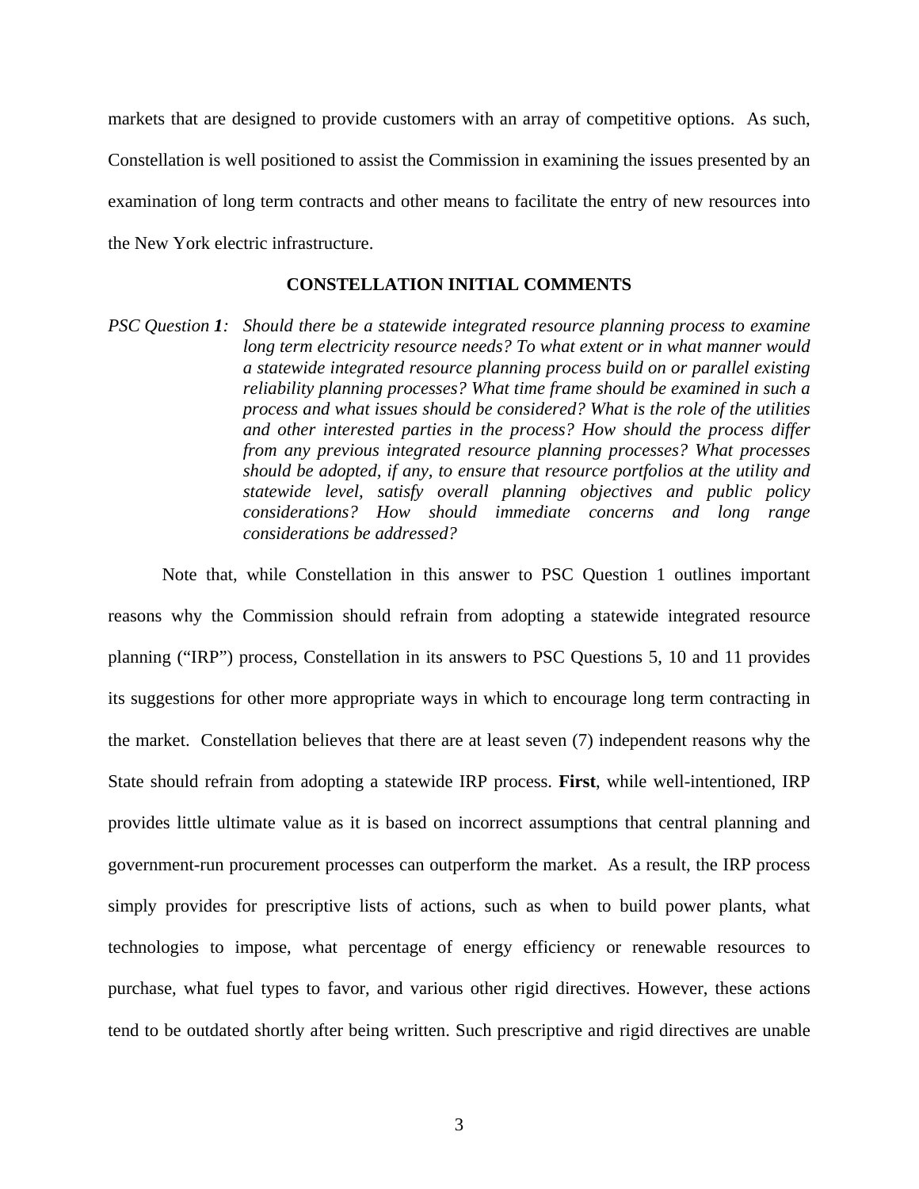markets that are designed to provide customers with an array of competitive options. As such, Constellation is well positioned to assist the Commission in examining the issues presented by an examination of long term contracts and other means to facilitate the entry of new resources into the New York electric infrastructure.

## CONSTELLATION INITIAL COMMENTS

*PSC Question **1**: Should there be a statewide integrated resource planning process to examine long term electricity resource needs? To what extent or in what manner would a statewide integrated resource planning process build on or parallel existing reliability planning processes? What time frame should be examined in such a process and what issues should be considered? What is the role of the utilities and other interested parties in the process? How should the process differ from any previous integrated resource planning processes? What processes should be adopted, if any, to ensure that resource portfolios at the utility and statewide level, satisfy overall planning objectives and public policy considerations? How should immediate concerns and long range considerations be addressed?*

Note that, while Constellation in this answer to PSC Question 1 outlines important reasons why the Commission should refrain from adopting a statewide integrated resource planning ("IRP") process, Constellation in its answers to PSC Questions 5, 10 and 11 provides its suggestions for other more appropriate ways in which to encourage long term contracting in the market. Constellation believes that there are at least seven (7) independent reasons why the State should refrain from adopting a statewide IRP process. **First**, while well-intentioned, IRP provides little ultimate value as it is based on incorrect assumptions that central planning and government-run procurement processes can outperform the market. As a result, the IRP process simply provides for prescriptive lists of actions, such as when to build power plants, what technologies to impose, what percentage of energy efficiency or renewable resources to purchase, what fuel types to favor, and various other rigid directives. However, these actions tend to be outdated shortly after being written. Such prescriptive and rigid directives are unable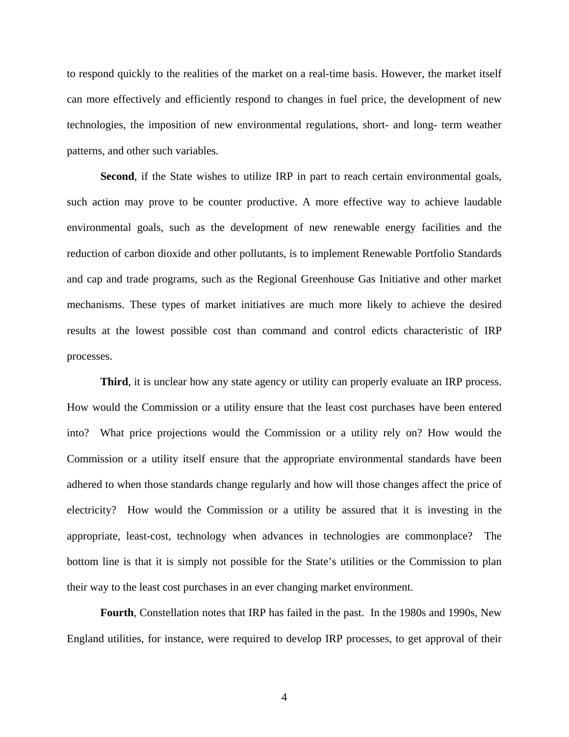to respond quickly to the realities of the market on a real-time basis. However, the market itself can more effectively and efficiently respond to changes in fuel price, the development of new technologies, the imposition of new environmental regulations, short- and long- term weather patterns, and other such variables.

**Second**, if the State wishes to utilize IRP in part to reach certain environmental goals, such action may prove to be counter productive. A more effective way to achieve laudable environmental goals, such as the development of new renewable energy facilities and the reduction of carbon dioxide and other pollutants, is to implement Renewable Portfolio Standards and cap and trade programs, such as the Regional Greenhouse Gas Initiative and other market mechanisms. These types of market initiatives are much more likely to achieve the desired results at the lowest possible cost than command and control edicts characteristic of IRP processes.

**Third**, it is unclear how any state agency or utility can properly evaluate an IRP process. How would the Commission or a utility ensure that the least cost purchases have been entered into? What price projections would the Commission or a utility rely on? How would the Commission or a utility itself ensure that the appropriate environmental standards have been adhered to when those standards change regularly and how will those changes affect the price of electricity? How would the Commission or a utility be assured that it is investing in the appropriate, least-cost, technology when advances in technologies are commonplace? The bottom line is that it is simply not possible for the State's utilities or the Commission to plan their way to the least cost purchases in an ever changing market environment.

**Fourth**, Constellation notes that IRP has failed in the past. In the 1980s and 1990s, New England utilities, for instance, were required to develop IRP processes, to get approval of their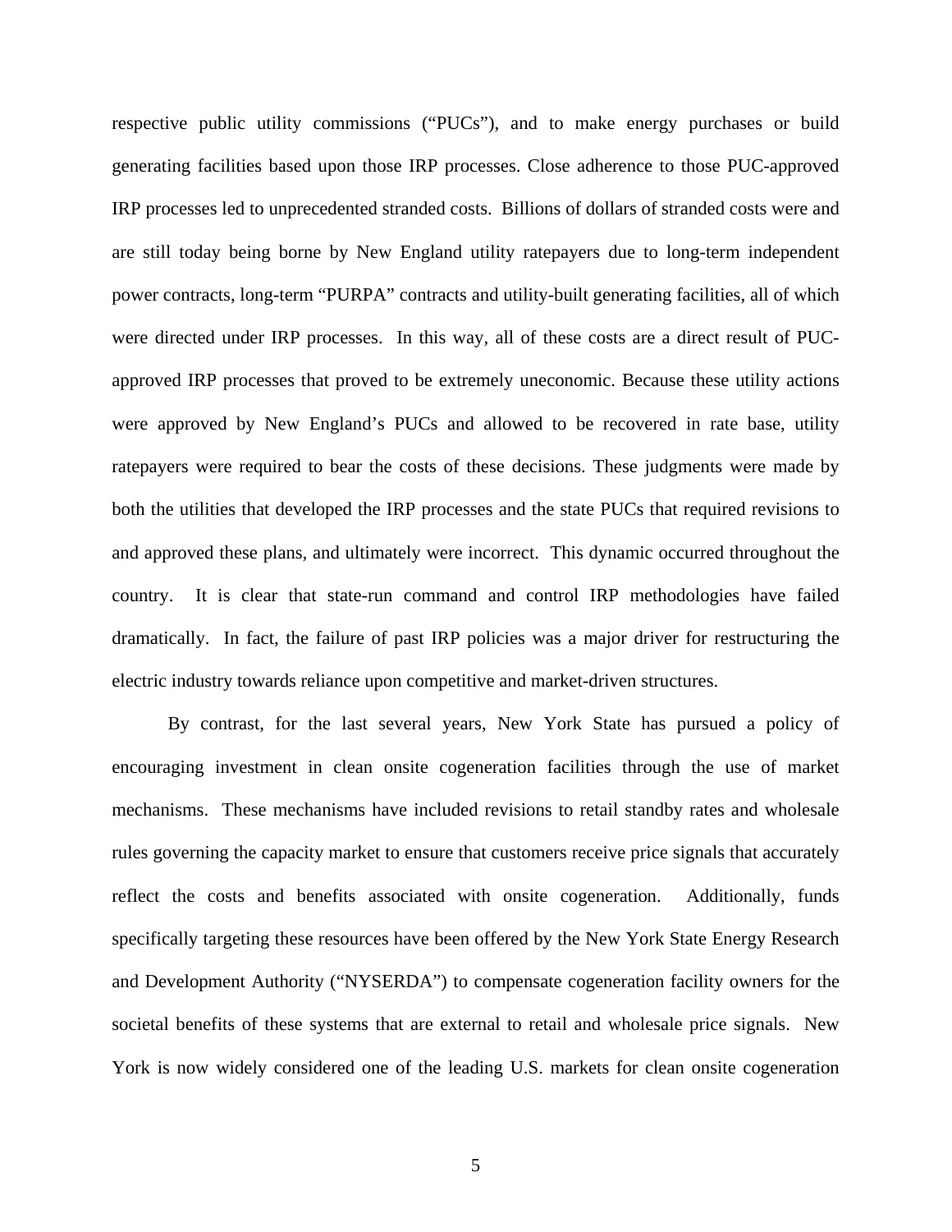respective public utility commissions ("PUCs"), and to make energy purchases or build generating facilities based upon those IRP processes. Close adherence to those PUC-approved IRP processes led to unprecedented stranded costs. Billions of dollars of stranded costs were and are still today being borne by New England utility ratepayers due to long-term independent power contracts, long-term "PURPA" contracts and utility-built generating facilities, all of which were directed under IRP processes. In this way, all of these costs are a direct result of PUC-approved IRP processes that proved to be extremely uneconomic. Because these utility actions were approved by New England's PUCs and allowed to be recovered in rate base, utility ratepayers were required to bear the costs of these decisions. These judgments were made by both the utilities that developed the IRP processes and the state PUCs that required revisions to and approved these plans, and ultimately were incorrect. This dynamic occurred throughout the country. It is clear that state-run command and control IRP methodologies have failed dramatically. In fact, the failure of past IRP policies was a major driver for restructuring the electric industry towards reliance upon competitive and market-driven structures.

By contrast, for the last several years, New York State has pursued a policy of encouraging investment in clean onsite cogeneration facilities through the use of market mechanisms. These mechanisms have included revisions to retail standby rates and wholesale rules governing the capacity market to ensure that customers receive price signals that accurately reflect the costs and benefits associated with onsite cogeneration. Additionally, funds specifically targeting these resources have been offered by the New York State Energy Research and Development Authority ("NYSERDA") to compensate cogeneration facility owners for the societal benefits of these systems that are external to retail and wholesale price signals. New York is now widely considered one of the leading U.S. markets for clean onsite cogeneration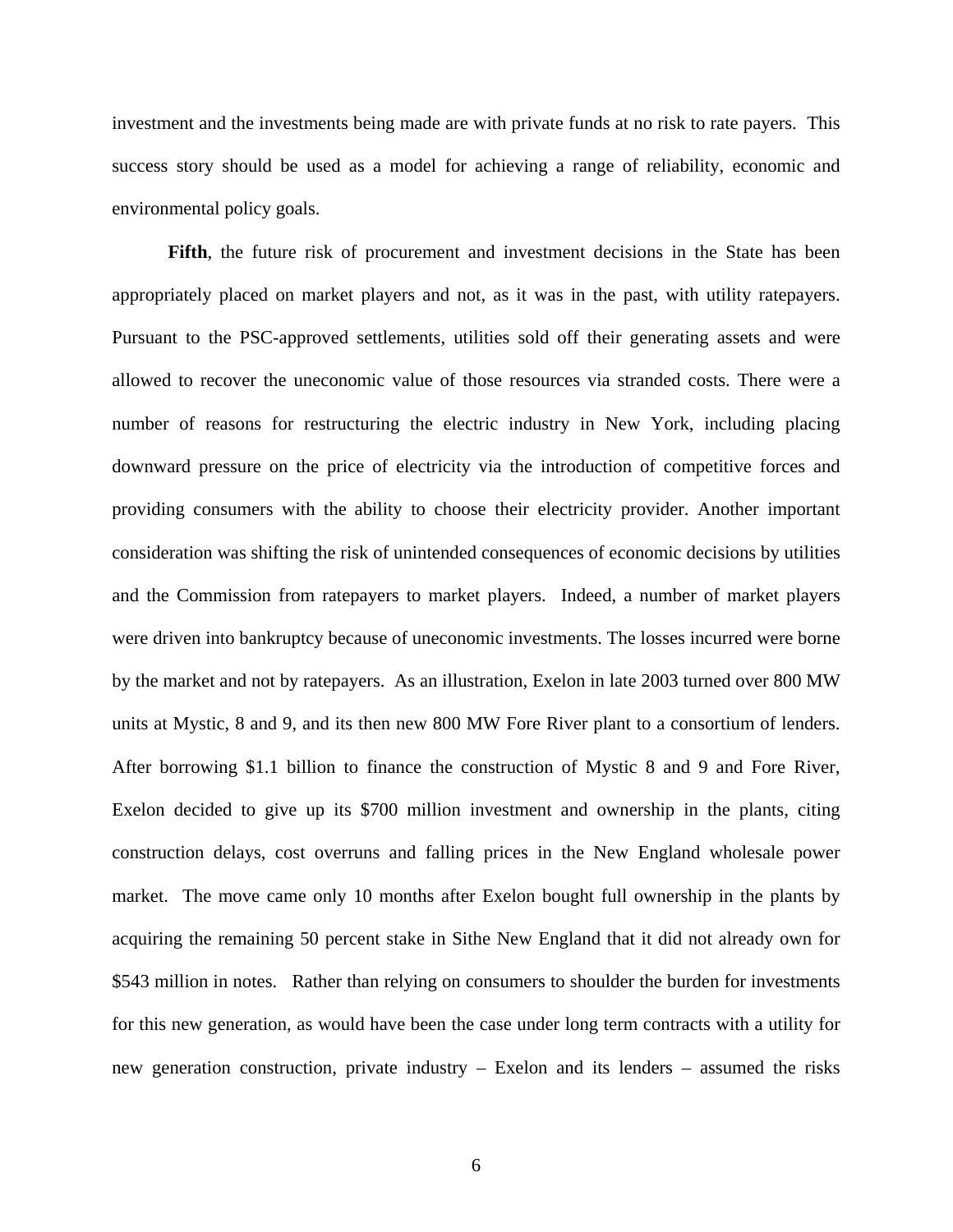investment and the investments being made are with private funds at no risk to rate payers. This success story should be used as a model for achieving a range of reliability, economic and environmental policy goals.

**Fifth**, the future risk of procurement and investment decisions in the State has been appropriately placed on market players and not, as it was in the past, with utility ratepayers. Pursuant to the PSC-approved settlements, utilities sold off their generating assets and were allowed to recover the uneconomic value of those resources via stranded costs. There were a number of reasons for restructuring the electric industry in New York, including placing downward pressure on the price of electricity via the introduction of competitive forces and providing consumers with the ability to choose their electricity provider. Another important consideration was shifting the risk of unintended consequences of economic decisions by utilities and the Commission from ratepayers to market players. Indeed, a number of market players were driven into bankruptcy because of uneconomic investments. The losses incurred were borne by the market and not by ratepayers. As an illustration, Exelon in late 2003 turned over 800 MW units at Mystic, 8 and 9, and its then new 800 MW Fore River plant to a consortium of lenders. After borrowing $1.1 billion to finance the construction of Mystic 8 and 9 and Fore River, Exelon decided to give up its $700 million investment and ownership in the plants, citing construction delays, cost overruns and falling prices in the New England wholesale power market. The move came only 10 months after Exelon bought full ownership in the plants by acquiring the remaining 50 percent stake in Sithe New England that it did not already own for $543 million in notes. Rather than relying on consumers to shoulder the burden for investments for this new generation, as would have been the case under long term contracts with a utility for new generation construction, private industry – Exelon and its lenders – assumed the risks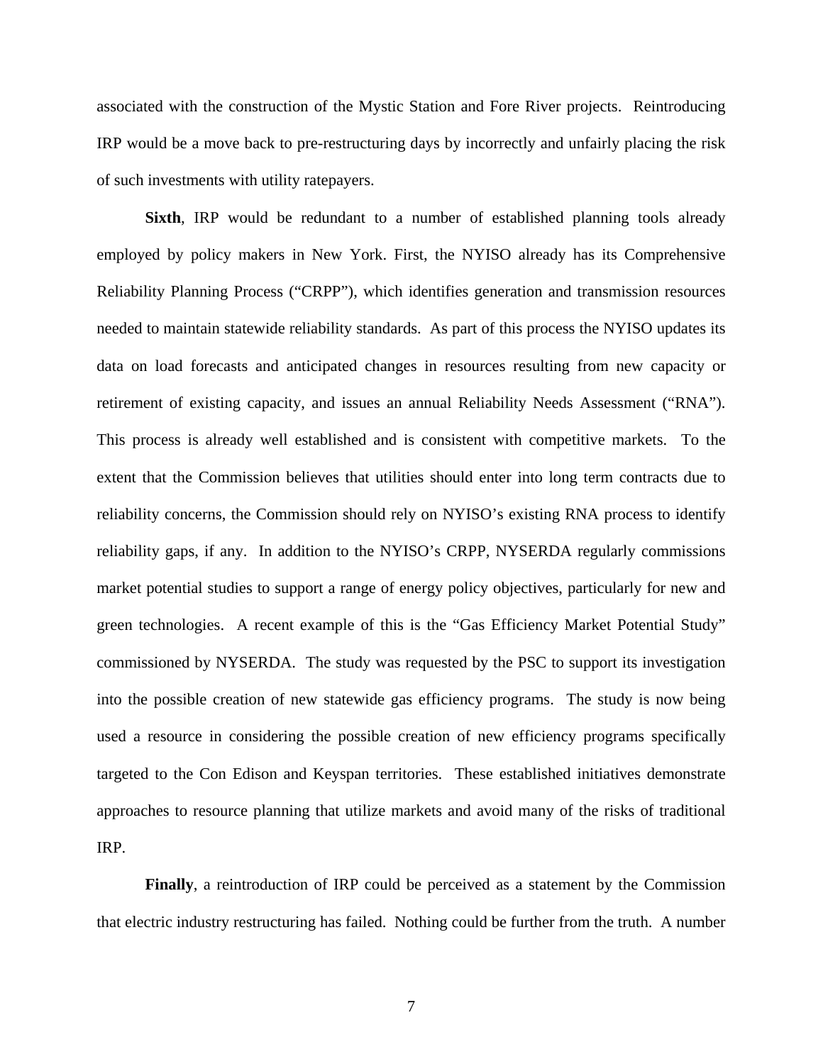associated with the construction of the Mystic Station and Fore River projects. Reintroducing IRP would be a move back to pre-restructuring days by incorrectly and unfairly placing the risk of such investments with utility ratepayers.

**Sixth**, IRP would be redundant to a number of established planning tools already employed by policy makers in New York. First, the NYISO already has its Comprehensive Reliability Planning Process ("CRPP"), which identifies generation and transmission resources needed to maintain statewide reliability standards. As part of this process the NYISO updates its data on load forecasts and anticipated changes in resources resulting from new capacity or retirement of existing capacity, and issues an annual Reliability Needs Assessment ("RNA"). This process is already well established and is consistent with competitive markets. To the extent that the Commission believes that utilities should enter into long term contracts due to reliability concerns, the Commission should rely on NYISO's existing RNA process to identify reliability gaps, if any. In addition to the NYISO's CRPP, NYSERDA regularly commissions market potential studies to support a range of energy policy objectives, particularly for new and green technologies. A recent example of this is the "Gas Efficiency Market Potential Study" commissioned by NYSERDA. The study was requested by the PSC to support its investigation into the possible creation of new statewide gas efficiency programs. The study is now being used a resource in considering the possible creation of new efficiency programs specifically targeted to the Con Edison and Keyspan territories. These established initiatives demonstrate approaches to resource planning that utilize markets and avoid many of the risks of traditional IRP.

**Finally**, a reintroduction of IRP could be perceived as a statement by the Commission that electric industry restructuring has failed. Nothing could be further from the truth. A number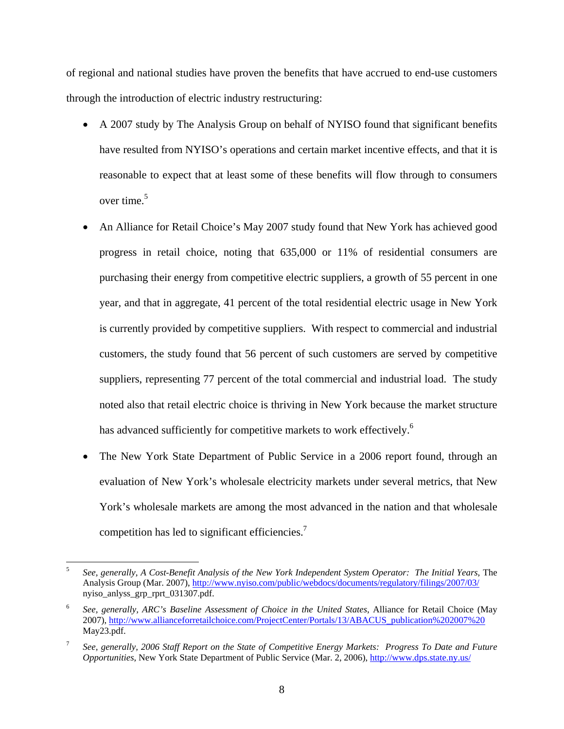of regional and national studies have proven the benefits that have accrued to end-use customers through the introduction of electric industry restructuring:

- A 2007 study by The Analysis Group on behalf of NYISO found that significant benefits have resulted from NYISO's operations and certain market incentive effects, and that it is reasonable to expect that at least some of these benefits will flow through to consumers over time.[5]
- An Alliance for Retail Choice's May 2007 study found that New York has achieved good progress in retail choice, noting that 635,000 or 11% of residential consumers are purchasing their energy from competitive electric suppliers, a growth of 55 percent in one year, and that in aggregate, 41 percent of the total residential electric usage in New York is currently provided by competitive suppliers. With respect to commercial and industrial customers, the study found that 56 percent of such customers are served by competitive suppliers, representing 77 percent of the total commercial and industrial load. The study noted also that retail electric choice is thriving in New York because the market structure has advanced sufficiently for competitive markets to work effectively.[6]
- The New York State Department of Public Service in a 2006 report found, through an evaluation of New York's wholesale electricity markets under several metrics, that New York's wholesale markets are among the most advanced in the nation and that wholesale competition has led to significant efficiencies.[7]

---

[5] *See, generally, A Cost-Benefit Analysis of the New York Independent System Operator: The Initial Years,* The Analysis Group (Mar. 2007), http://www.nyiso.com/public/webdocs/documents/regulatory/filings/2007/03/nyiso_anlyss_grp_rprt_031307.pdf.

[6] *See, generally, ARC's Baseline Assessment of Choice in the United States*, Alliance for Retail Choice (May 2007), http://www.allianceforretailchoice.com/ProjectCenter/Portals/13/ABACUS_publication%202007%20May23.pdf.

[7] *See, generally, 2006 Staff Report on the State of Competitive Energy Markets: Progress To Date and Future Opportunities*, New York State Department of Public Service (Mar. 2, 2006), http://www.dps.state.ny.us/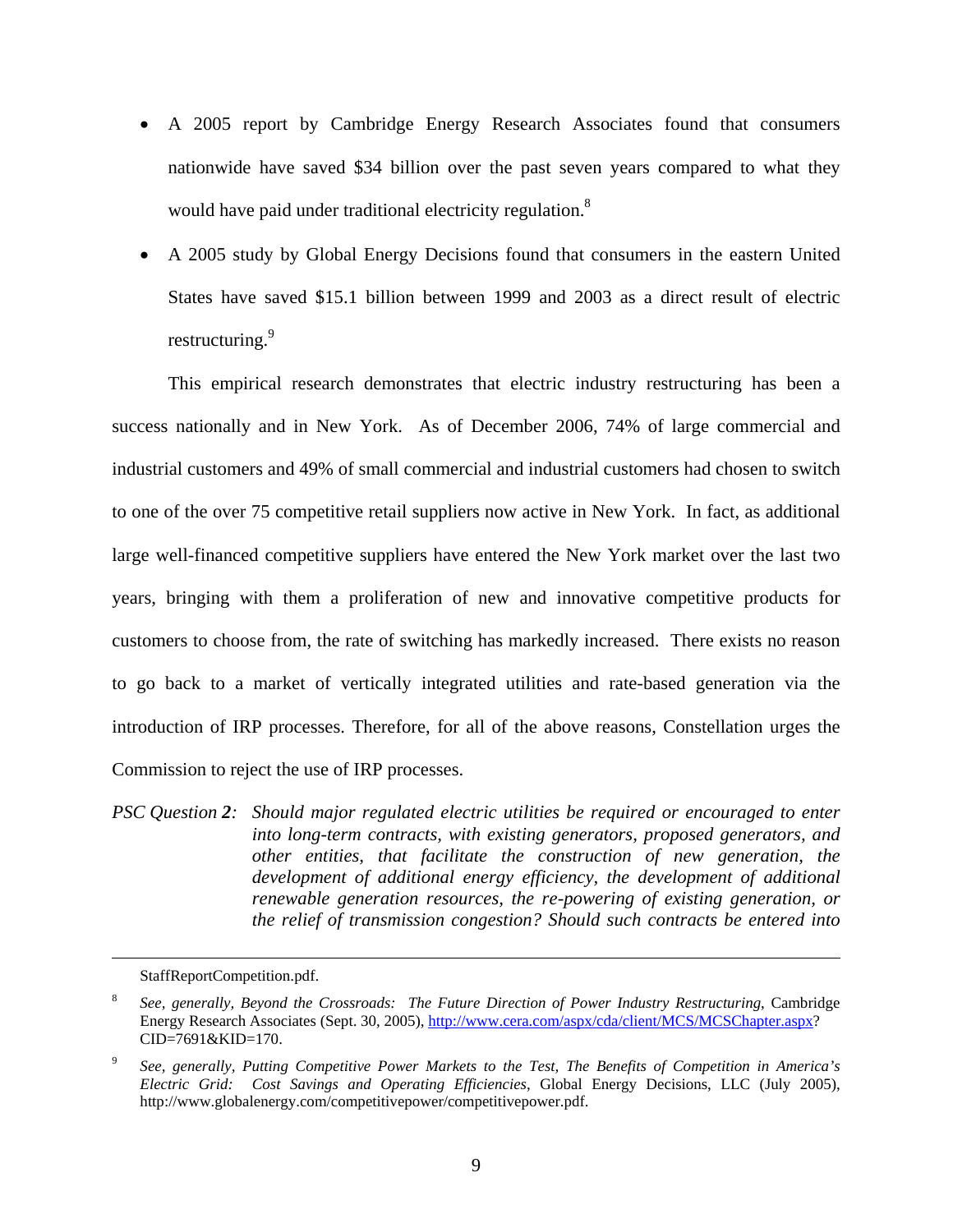- A 2005 report by Cambridge Energy Research Associates found that consumers nationwide have saved $34 billion over the past seven years compared to what they would have paid under traditional electricity regulation.[8]
- A 2005 study by Global Energy Decisions found that consumers in the eastern United States have saved $15.1 billion between 1999 and 2003 as a direct result of electric restructuring.[9]

This empirical research demonstrates that electric industry restructuring has been a success nationally and in New York. As of December 2006, 74% of large commercial and industrial customers and 49% of small commercial and industrial customers had chosen to switch to one of the over 75 competitive retail suppliers now active in New York. In fact, as additional large well-financed competitive suppliers have entered the New York market over the last two years, bringing with them a proliferation of new and innovative competitive products for customers to choose from, the rate of switching has markedly increased. There exists no reason to go back to a market of vertically integrated utilities and rate-based generation via the introduction of IRP processes. Therefore, for all of the above reasons, Constellation urges the Commission to reject the use of IRP processes.

*PSC Question **2**: Should major regulated electric utilities be required or encouraged to enter into long-term contracts, with existing generators, proposed generators, and other entities, that facilitate the construction of new generation, the development of additional energy efficiency, the development of additional renewable generation resources, the re-powering of existing generation, or the relief of transmission congestion? Should such contracts be entered into*

---

StaffReportCompetition.pdf.

[8] *See, generally, Beyond the Crossroads: The Future Direction of Power Industry Restructuring*, Cambridge Energy Research Associates (Sept. 30, 2005), http://www.cera.com/aspx/cda/client/MCS/MCSChapter.aspx?CID=7691&KID=170.

[9] *See, generally, Putting Competitive Power Markets to the Test, The Benefits of Competition in America's Electric Grid: Cost Savings and Operating Efficiencies*, Global Energy Decisions, LLC (July 2005), http://www.globalenergy.com/competitivepower/competitivepower.pdf.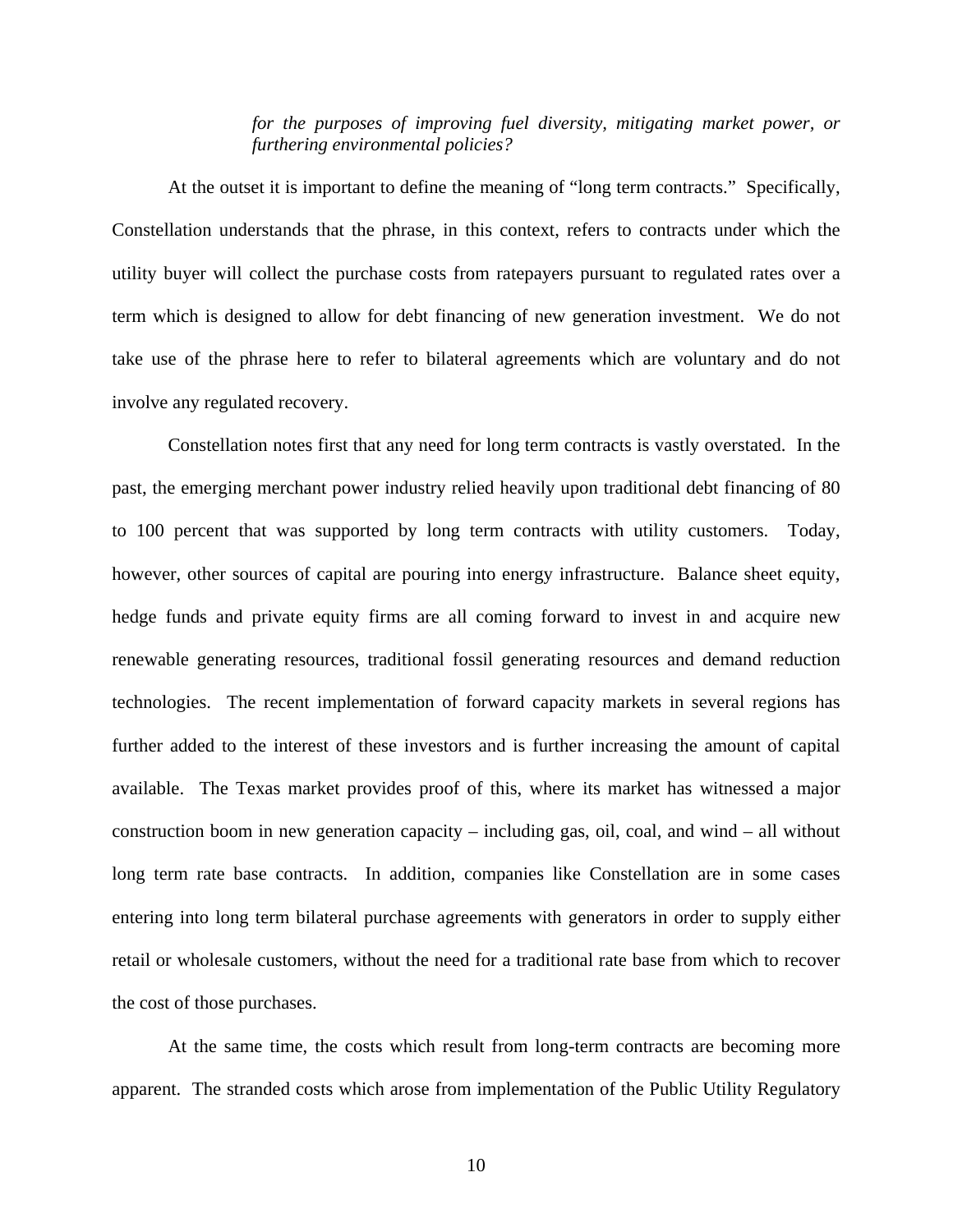*for the purposes of improving fuel diversity, mitigating market power, or furthering environmental policies?*

At the outset it is important to define the meaning of "long term contracts." Specifically, Constellation understands that the phrase, in this context, refers to contracts under which the utility buyer will collect the purchase costs from ratepayers pursuant to regulated rates over a term which is designed to allow for debt financing of new generation investment. We do not take use of the phrase here to refer to bilateral agreements which are voluntary and do not involve any regulated recovery.

Constellation notes first that any need for long term contracts is vastly overstated. In the past, the emerging merchant power industry relied heavily upon traditional debt financing of 80 to 100 percent that was supported by long term contracts with utility customers. Today, however, other sources of capital are pouring into energy infrastructure. Balance sheet equity, hedge funds and private equity firms are all coming forward to invest in and acquire new renewable generating resources, traditional fossil generating resources and demand reduction technologies. The recent implementation of forward capacity markets in several regions has further added to the interest of these investors and is further increasing the amount of capital available. The Texas market provides proof of this, where its market has witnessed a major construction boom in new generation capacity – including gas, oil, coal, and wind – all without long term rate base contracts. In addition, companies like Constellation are in some cases entering into long term bilateral purchase agreements with generators in order to supply either retail or wholesale customers, without the need for a traditional rate base from which to recover the cost of those purchases.

At the same time, the costs which result from long-term contracts are becoming more apparent. The stranded costs which arose from implementation of the Public Utility Regulatory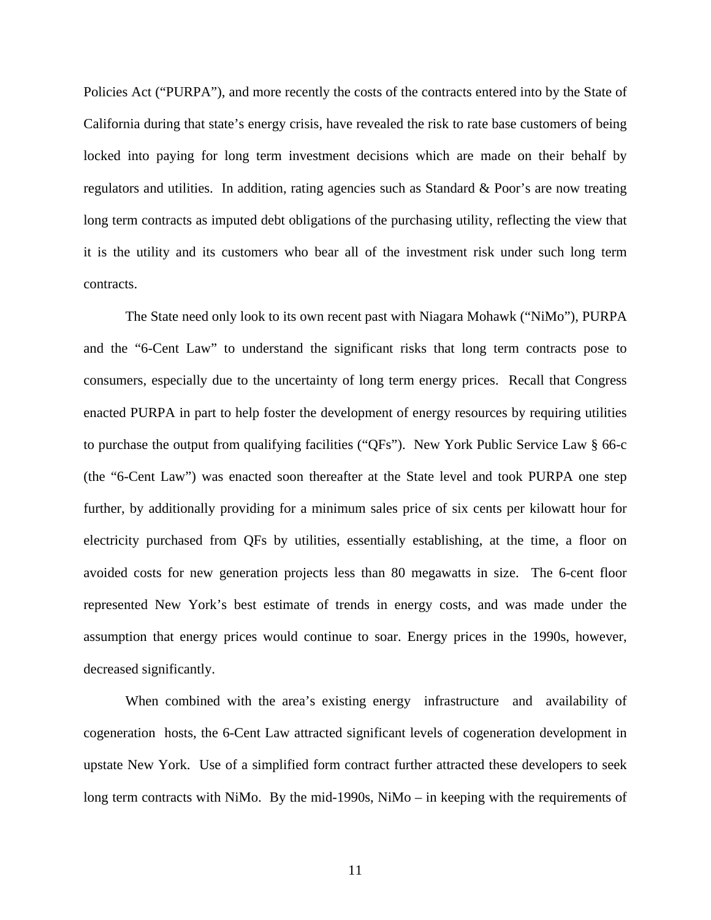Policies Act ("PURPA"), and more recently the costs of the contracts entered into by the State of California during that state's energy crisis, have revealed the risk to rate base customers of being locked into paying for long term investment decisions which are made on their behalf by regulators and utilities. In addition, rating agencies such as Standard & Poor's are now treating long term contracts as imputed debt obligations of the purchasing utility, reflecting the view that it is the utility and its customers who bear all of the investment risk under such long term contracts.

The State need only look to its own recent past with Niagara Mohawk ("NiMo"), PURPA and the "6-Cent Law" to understand the significant risks that long term contracts pose to consumers, especially due to the uncertainty of long term energy prices. Recall that Congress enacted PURPA in part to help foster the development of energy resources by requiring utilities to purchase the output from qualifying facilities ("QFs"). New York Public Service Law § 66-c (the "6-Cent Law") was enacted soon thereafter at the State level and took PURPA one step further, by additionally providing for a minimum sales price of six cents per kilowatt hour for electricity purchased from QFs by utilities, essentially establishing, at the time, a floor on avoided costs for new generation projects less than 80 megawatts in size. The 6-cent floor represented New York's best estimate of trends in energy costs, and was made under the assumption that energy prices would continue to soar. Energy prices in the 1990s, however, decreased significantly.

When combined with the area's existing energy infrastructure and availability of cogeneration hosts, the 6-Cent Law attracted significant levels of cogeneration development in upstate New York. Use of a simplified form contract further attracted these developers to seek long term contracts with NiMo. By the mid-1990s, NiMo – in keeping with the requirements of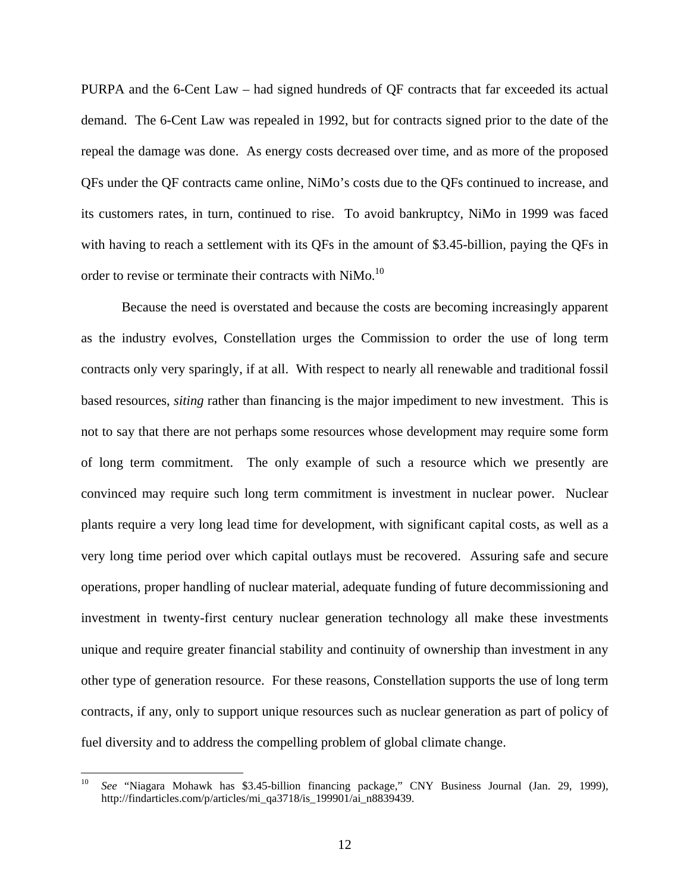PURPA and the 6-Cent Law – had signed hundreds of QF contracts that far exceeded its actual demand. The 6-Cent Law was repealed in 1992, but for contracts signed prior to the date of the repeal the damage was done. As energy costs decreased over time, and as more of the proposed QFs under the QF contracts came online, NiMo's costs due to the QFs continued to increase, and its customers rates, in turn, continued to rise. To avoid bankruptcy, NiMo in 1999 was faced with having to reach a settlement with its QFs in the amount of $3.45-billion, paying the QFs in order to revise or terminate their contracts with NiMo.[10]

Because the need is overstated and because the costs are becoming increasingly apparent as the industry evolves, Constellation urges the Commission to order the use of long term contracts only very sparingly, if at all. With respect to nearly all renewable and traditional fossil based resources, *siting* rather than financing is the major impediment to new investment. This is not to say that there are not perhaps some resources whose development may require some form of long term commitment. The only example of such a resource which we presently are convinced may require such long term commitment is investment in nuclear power. Nuclear plants require a very long lead time for development, with significant capital costs, as well as a very long time period over which capital outlays must be recovered. Assuring safe and secure operations, proper handling of nuclear material, adequate funding of future decommissioning and investment in twenty-first century nuclear generation technology all make these investments unique and require greater financial stability and continuity of ownership than investment in any other type of generation resource. For these reasons, Constellation supports the use of long term contracts, if any, only to support unique resources such as nuclear generation as part of policy of fuel diversity and to address the compelling problem of global climate change.

---

[10] *See* "Niagara Mohawk has $3.45-billion financing package," CNY Business Journal (Jan. 29, 1999), http://findarticles.com/p/articles/mi_qa3718/is_199901/ai_n8839439.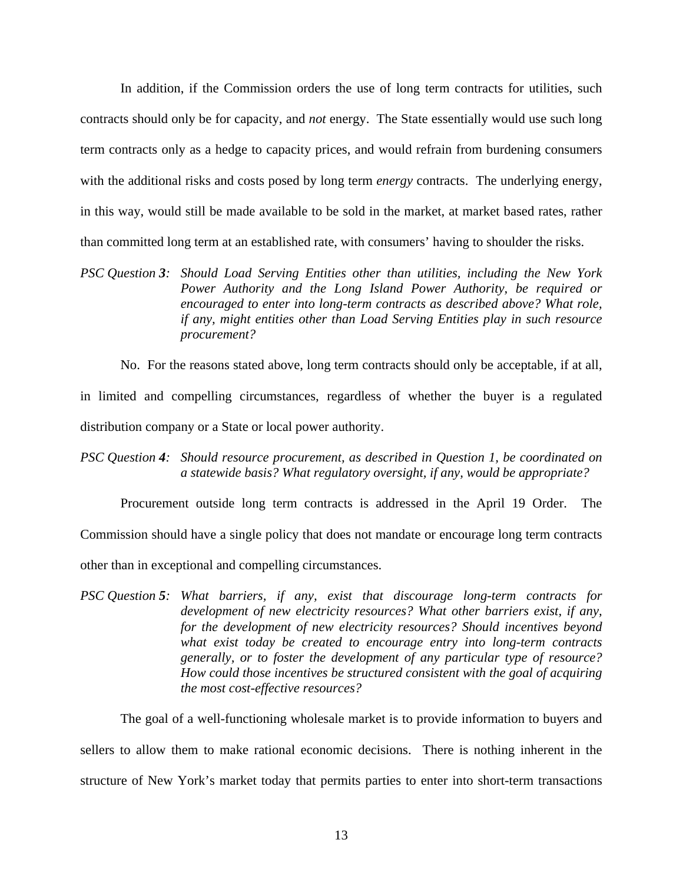In addition, if the Commission orders the use of long term contracts for utilities, such contracts should only be for capacity, and *not* energy. The State essentially would use such long term contracts only as a hedge to capacity prices, and would refrain from burdening consumers with the additional risks and costs posed by long term *energy* contracts. The underlying energy, in this way, would still be made available to be sold in the market, at market based rates, rather than committed long term at an established rate, with consumers' having to shoulder the risks.

*PSC Question **3**: Should Load Serving Entities other than utilities, including the New York Power Authority and the Long Island Power Authority, be required or encouraged to enter into long-term contracts as described above? What role, if any, might entities other than Load Serving Entities play in such resource procurement?*

No. For the reasons stated above, long term contracts should only be acceptable, if at all, in limited and compelling circumstances, regardless of whether the buyer is a regulated distribution company or a State or local power authority.

*PSC Question **4**: Should resource procurement, as described in Question 1, be coordinated on a statewide basis? What regulatory oversight, if any, would be appropriate?*

Procurement outside long term contracts is addressed in the April 19 Order. The Commission should have a single policy that does not mandate or encourage long term contracts other than in exceptional and compelling circumstances.

*PSC Question **5**: What barriers, if any, exist that discourage long-term contracts for development of new electricity resources? What other barriers exist, if any, for the development of new electricity resources? Should incentives beyond what exist today be created to encourage entry into long-term contracts generally, or to foster the development of any particular type of resource? How could those incentives be structured consistent with the goal of acquiring the most cost-effective resources?*

The goal of a well-functioning wholesale market is to provide information to buyers and sellers to allow them to make rational economic decisions. There is nothing inherent in the structure of New York's market today that permits parties to enter into short-term transactions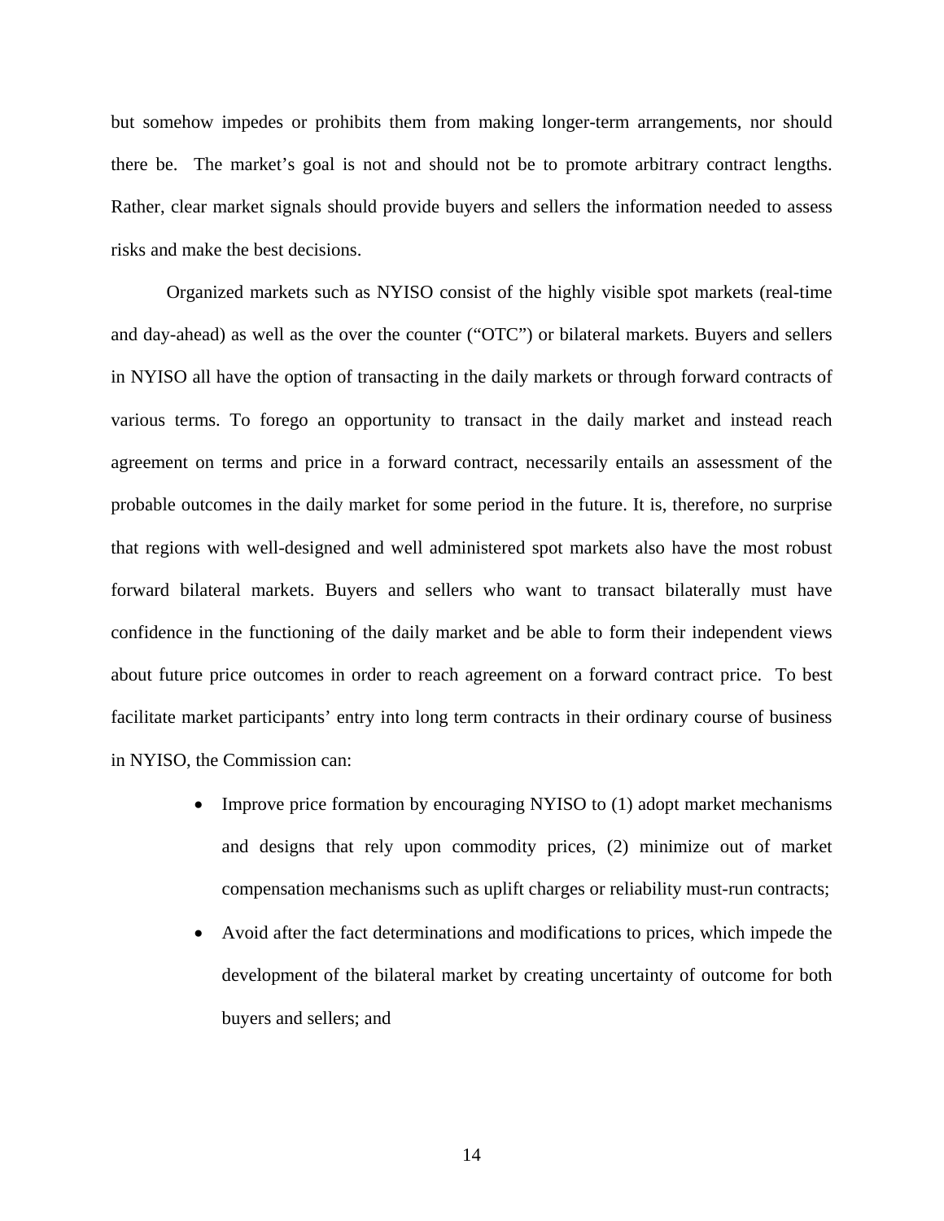but somehow impedes or prohibits them from making longer-term arrangements, nor should there be. The market's goal is not and should not be to promote arbitrary contract lengths. Rather, clear market signals should provide buyers and sellers the information needed to assess risks and make the best decisions.

Organized markets such as NYISO consist of the highly visible spot markets (real-time and day-ahead) as well as the over the counter ("OTC") or bilateral markets. Buyers and sellers in NYISO all have the option of transacting in the daily markets or through forward contracts of various terms. To forego an opportunity to transact in the daily market and instead reach agreement on terms and price in a forward contract, necessarily entails an assessment of the probable outcomes in the daily market for some period in the future. It is, therefore, no surprise that regions with well-designed and well administered spot markets also have the most robust forward bilateral markets. Buyers and sellers who want to transact bilaterally must have confidence in the functioning of the daily market and be able to form their independent views about future price outcomes in order to reach agreement on a forward contract price. To best facilitate market participants' entry into long term contracts in their ordinary course of business in NYISO, the Commission can:

- Improve price formation by encouraging NYISO to (1) adopt market mechanisms and designs that rely upon commodity prices, (2) minimize out of market compensation mechanisms such as uplift charges or reliability must-run contracts;
- Avoid after the fact determinations and modifications to prices, which impede the development of the bilateral market by creating uncertainty of outcome for both buyers and sellers; and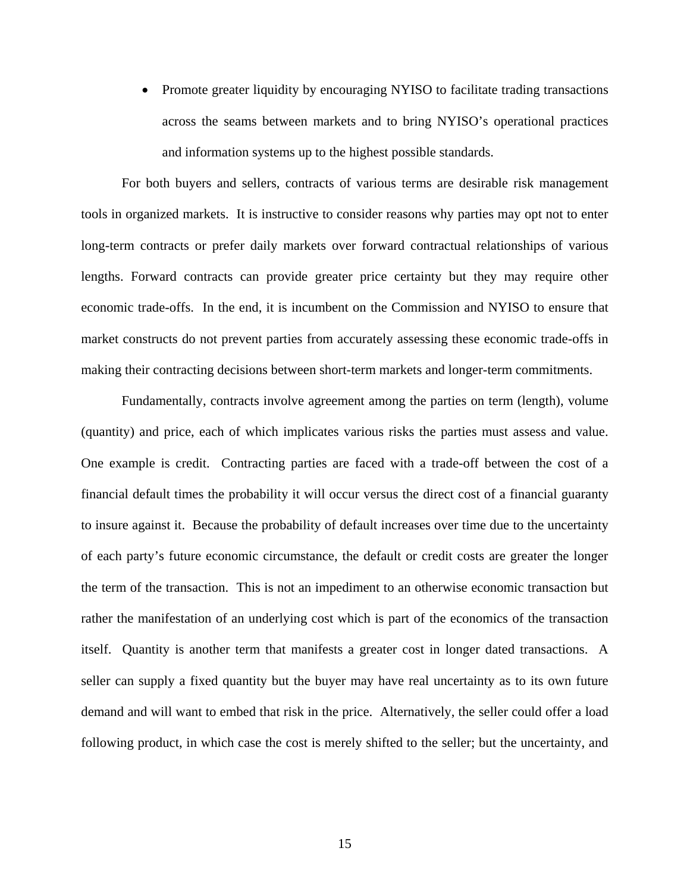- Promote greater liquidity by encouraging NYISO to facilitate trading transactions across the seams between markets and to bring NYISO's operational practices and information systems up to the highest possible standards.

For both buyers and sellers, contracts of various terms are desirable risk management tools in organized markets. It is instructive to consider reasons why parties may opt not to enter long-term contracts or prefer daily markets over forward contractual relationships of various lengths. Forward contracts can provide greater price certainty but they may require other economic trade-offs. In the end, it is incumbent on the Commission and NYISO to ensure that market constructs do not prevent parties from accurately assessing these economic trade-offs in making their contracting decisions between short-term markets and longer-term commitments.

Fundamentally, contracts involve agreement among the parties on term (length), volume (quantity) and price, each of which implicates various risks the parties must assess and value. One example is credit. Contracting parties are faced with a trade-off between the cost of a financial default times the probability it will occur versus the direct cost of a financial guaranty to insure against it. Because the probability of default increases over time due to the uncertainty of each party's future economic circumstance, the default or credit costs are greater the longer the term of the transaction. This is not an impediment to an otherwise economic transaction but rather the manifestation of an underlying cost which is part of the economics of the transaction itself. Quantity is another term that manifests a greater cost in longer dated transactions. A seller can supply a fixed quantity but the buyer may have real uncertainty as to its own future demand and will want to embed that risk in the price. Alternatively, the seller could offer a load following product, in which case the cost is merely shifted to the seller; but the uncertainty, and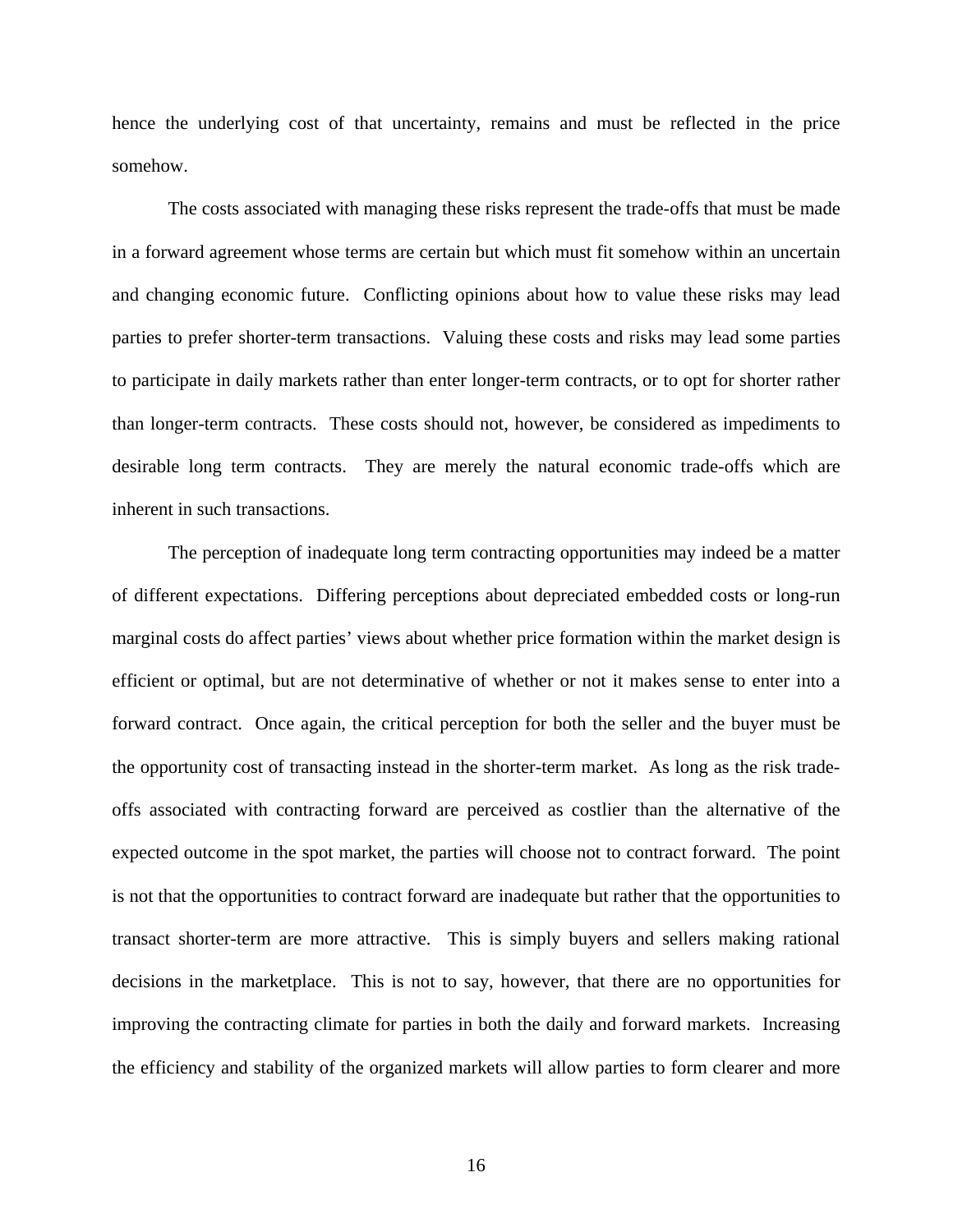hence the underlying cost of that uncertainty, remains and must be reflected in the price somehow.

The costs associated with managing these risks represent the trade-offs that must be made in a forward agreement whose terms are certain but which must fit somehow within an uncertain and changing economic future. Conflicting opinions about how to value these risks may lead parties to prefer shorter-term transactions. Valuing these costs and risks may lead some parties to participate in daily markets rather than enter longer-term contracts, or to opt for shorter rather than longer-term contracts. These costs should not, however, be considered as impediments to desirable long term contracts. They are merely the natural economic trade-offs which are inherent in such transactions.

The perception of inadequate long term contracting opportunities may indeed be a matter of different expectations. Differing perceptions about depreciated embedded costs or long-run marginal costs do affect parties' views about whether price formation within the market design is efficient or optimal, but are not determinative of whether or not it makes sense to enter into a forward contract. Once again, the critical perception for both the seller and the buyer must be the opportunity cost of transacting instead in the shorter-term market. As long as the risk trade-offs associated with contracting forward are perceived as costlier than the alternative of the expected outcome in the spot market, the parties will choose not to contract forward. The point is not that the opportunities to contract forward are inadequate but rather that the opportunities to transact shorter-term are more attractive. This is simply buyers and sellers making rational decisions in the marketplace. This is not to say, however, that there are no opportunities for improving the contracting climate for parties in both the daily and forward markets. Increasing the efficiency and stability of the organized markets will allow parties to form clearer and more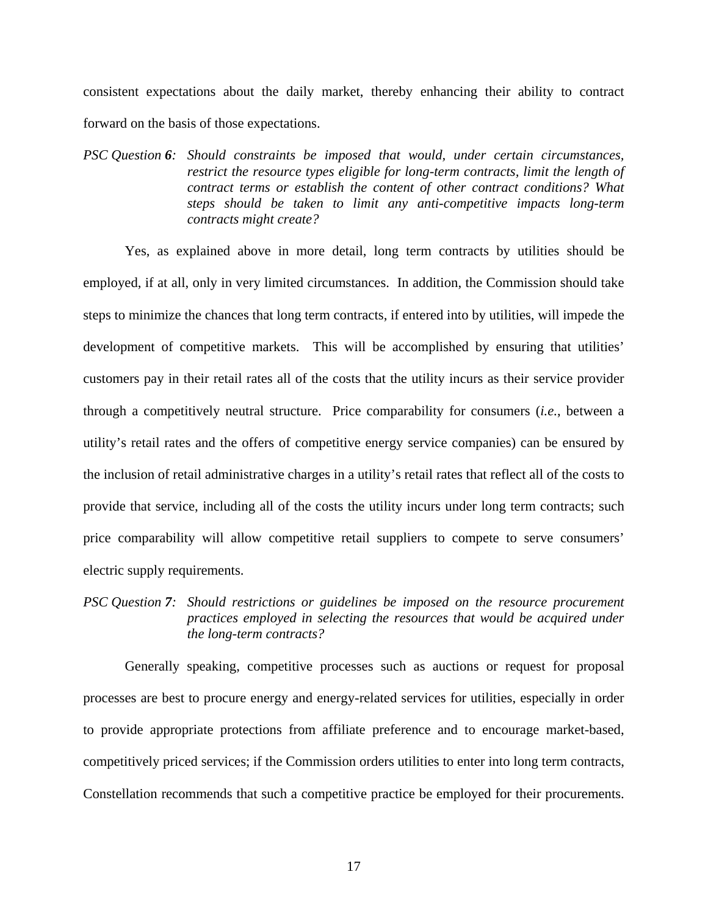consistent expectations about the daily market, thereby enhancing their ability to contract forward on the basis of those expectations.

*PSC Question **6**: Should constraints be imposed that would, under certain circumstances, restrict the resource types eligible for long-term contracts, limit the length of contract terms or establish the content of other contract conditions? What steps should be taken to limit any anti-competitive impacts long-term contracts might create?*

Yes, as explained above in more detail, long term contracts by utilities should be employed, if at all, only in very limited circumstances. In addition, the Commission should take steps to minimize the chances that long term contracts, if entered into by utilities, will impede the development of competitive markets. This will be accomplished by ensuring that utilities' customers pay in their retail rates all of the costs that the utility incurs as their service provider through a competitively neutral structure. Price comparability for consumers (*i.e.*, between a utility's retail rates and the offers of competitive energy service companies) can be ensured by the inclusion of retail administrative charges in a utility's retail rates that reflect all of the costs to provide that service, including all of the costs the utility incurs under long term contracts; such price comparability will allow competitive retail suppliers to compete to serve consumers' electric supply requirements.

*PSC Question **7**: Should restrictions or guidelines be imposed on the resource procurement practices employed in selecting the resources that would be acquired under the long-term contracts?*

Generally speaking, competitive processes such as auctions or request for proposal processes are best to procure energy and energy-related services for utilities, especially in order to provide appropriate protections from affiliate preference and to encourage market-based, competitively priced services; if the Commission orders utilities to enter into long term contracts, Constellation recommends that such a competitive practice be employed for their procurements.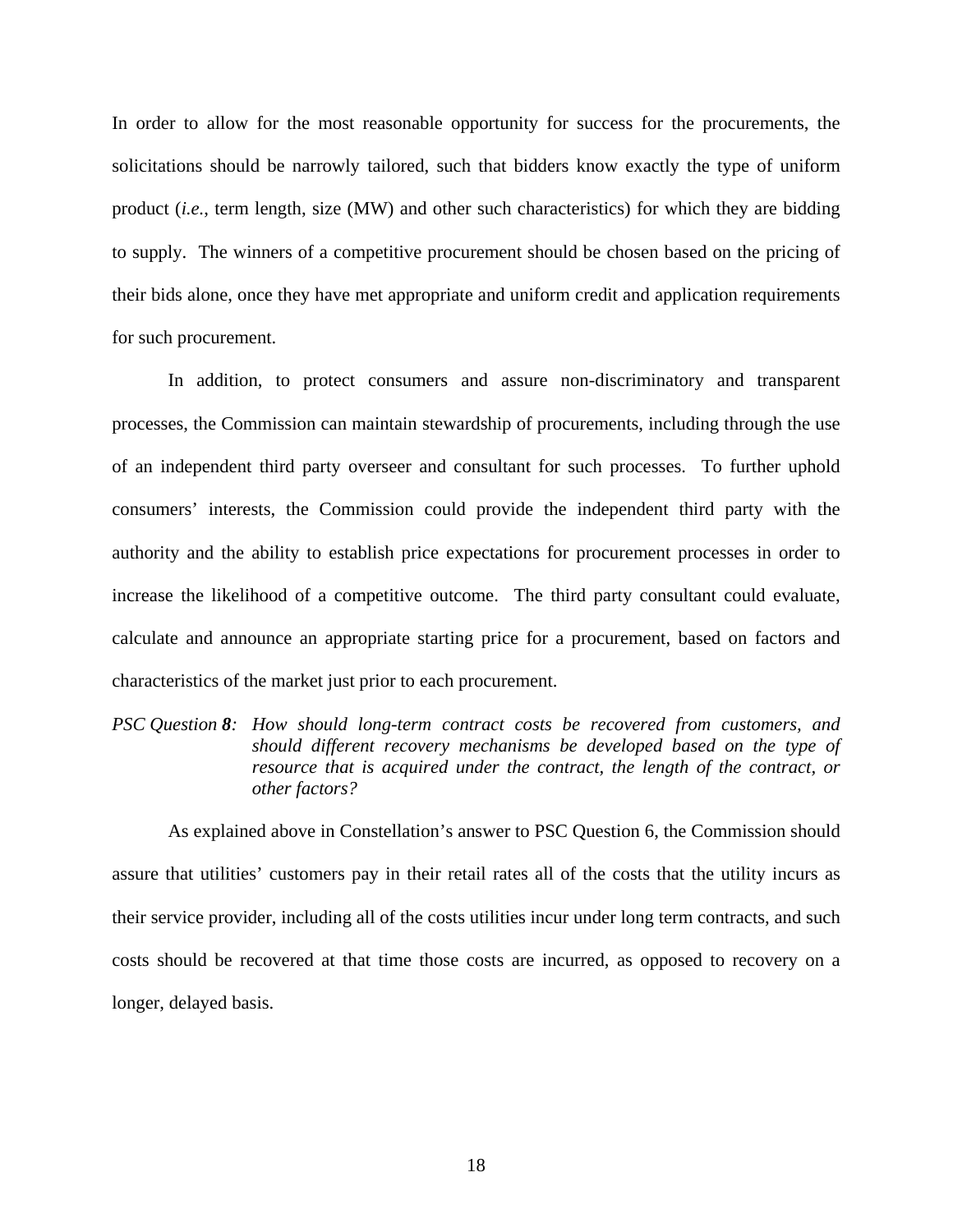In order to allow for the most reasonable opportunity for success for the procurements, the solicitations should be narrowly tailored, such that bidders know exactly the type of uniform product (*i.e.*, term length, size (MW) and other such characteristics) for which they are bidding to supply. The winners of a competitive procurement should be chosen based on the pricing of their bids alone, once they have met appropriate and uniform credit and application requirements for such procurement.

In addition, to protect consumers and assure non-discriminatory and transparent processes, the Commission can maintain stewardship of procurements, including through the use of an independent third party overseer and consultant for such processes. To further uphold consumers' interests, the Commission could provide the independent third party with the authority and the ability to establish price expectations for procurement processes in order to increase the likelihood of a competitive outcome. The third party consultant could evaluate, calculate and announce an appropriate starting price for a procurement, based on factors and characteristics of the market just prior to each procurement.

*PSC Question* ***8****: How should long-term contract costs be recovered from customers, and should different recovery mechanisms be developed based on the type of resource that is acquired under the contract, the length of the contract, or other factors?*

As explained above in Constellation's answer to PSC Question 6, the Commission should assure that utilities' customers pay in their retail rates all of the costs that the utility incurs as their service provider, including all of the costs utilities incur under long term contracts, and such costs should be recovered at that time those costs are incurred, as opposed to recovery on a longer, delayed basis.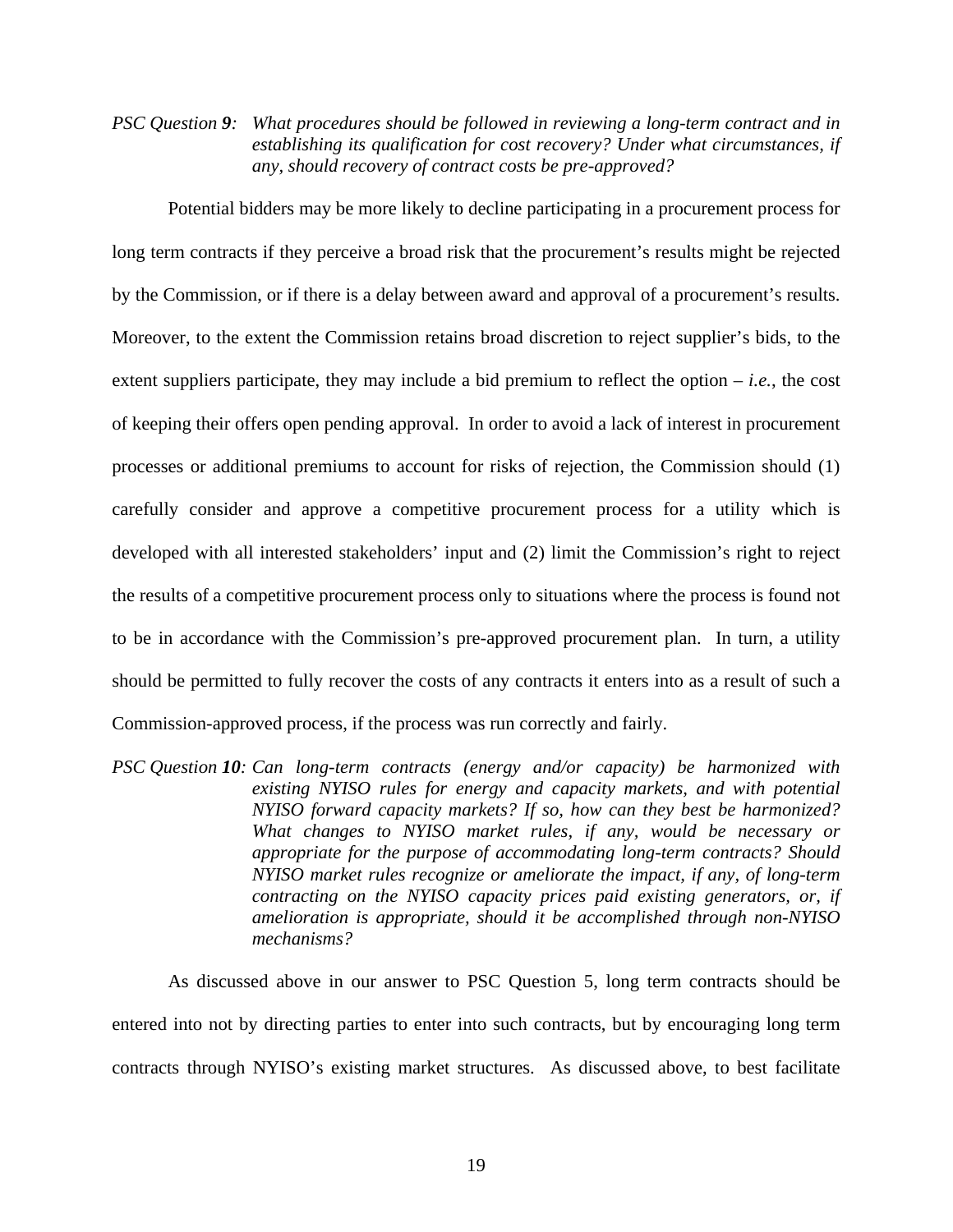*PSC Question **9**: What procedures should be followed in reviewing a long-term contract and in establishing its qualification for cost recovery? Under what circumstances, if any, should recovery of contract costs be pre-approved?*

Potential bidders may be more likely to decline participating in a procurement process for long term contracts if they perceive a broad risk that the procurement's results might be rejected by the Commission, or if there is a delay between award and approval of a procurement's results. Moreover, to the extent the Commission retains broad discretion to reject supplier's bids, to the extent suppliers participate, they may include a bid premium to reflect the option – *i.e.*, the cost of keeping their offers open pending approval. In order to avoid a lack of interest in procurement processes or additional premiums to account for risks of rejection, the Commission should (1) carefully consider and approve a competitive procurement process for a utility which is developed with all interested stakeholders' input and (2) limit the Commission's right to reject the results of a competitive procurement process only to situations where the process is found not to be in accordance with the Commission's pre-approved procurement plan. In turn, a utility should be permitted to fully recover the costs of any contracts it enters into as a result of such a Commission-approved process, if the process was run correctly and fairly.

*PSC Question **10**: Can long-term contracts (energy and/or capacity) be harmonized with existing NYISO rules for energy and capacity markets, and with potential NYISO forward capacity markets? If so, how can they best be harmonized? What changes to NYISO market rules, if any, would be necessary or appropriate for the purpose of accommodating long-term contracts? Should NYISO market rules recognize or ameliorate the impact, if any, of long-term contracting on the NYISO capacity prices paid existing generators, or, if amelioration is appropriate, should it be accomplished through non-NYISO mechanisms?*

As discussed above in our answer to PSC Question 5, long term contracts should be entered into not by directing parties to enter into such contracts, but by encouraging long term contracts through NYISO's existing market structures. As discussed above, to best facilitate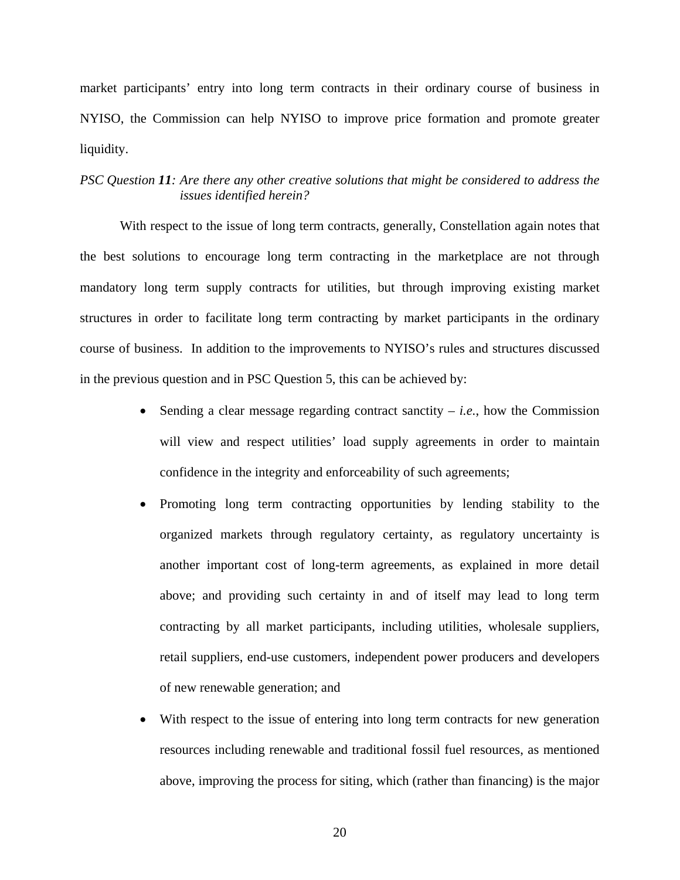market participants' entry into long term contracts in their ordinary course of business in NYISO, the Commission can help NYISO to improve price formation and promote greater liquidity.

*PSC Question **11**: Are there any other creative solutions that might be considered to address the issues identified herein?*

With respect to the issue of long term contracts, generally, Constellation again notes that the best solutions to encourage long term contracting in the marketplace are not through mandatory long term supply contracts for utilities, but through improving existing market structures in order to facilitate long term contracting by market participants in the ordinary course of business. In addition to the improvements to NYISO's rules and structures discussed in the previous question and in PSC Question 5, this can be achieved by:

- Sending a clear message regarding contract sanctity – *i.e.*, how the Commission will view and respect utilities' load supply agreements in order to maintain confidence in the integrity and enforceability of such agreements;
- Promoting long term contracting opportunities by lending stability to the organized markets through regulatory certainty, as regulatory uncertainty is another important cost of long-term agreements, as explained in more detail above; and providing such certainty in and of itself may lead to long term contracting by all market participants, including utilities, wholesale suppliers, retail suppliers, end-use customers, independent power producers and developers of new renewable generation; and
- With respect to the issue of entering into long term contracts for new generation resources including renewable and traditional fossil fuel resources, as mentioned above, improving the process for siting, which (rather than financing) is the major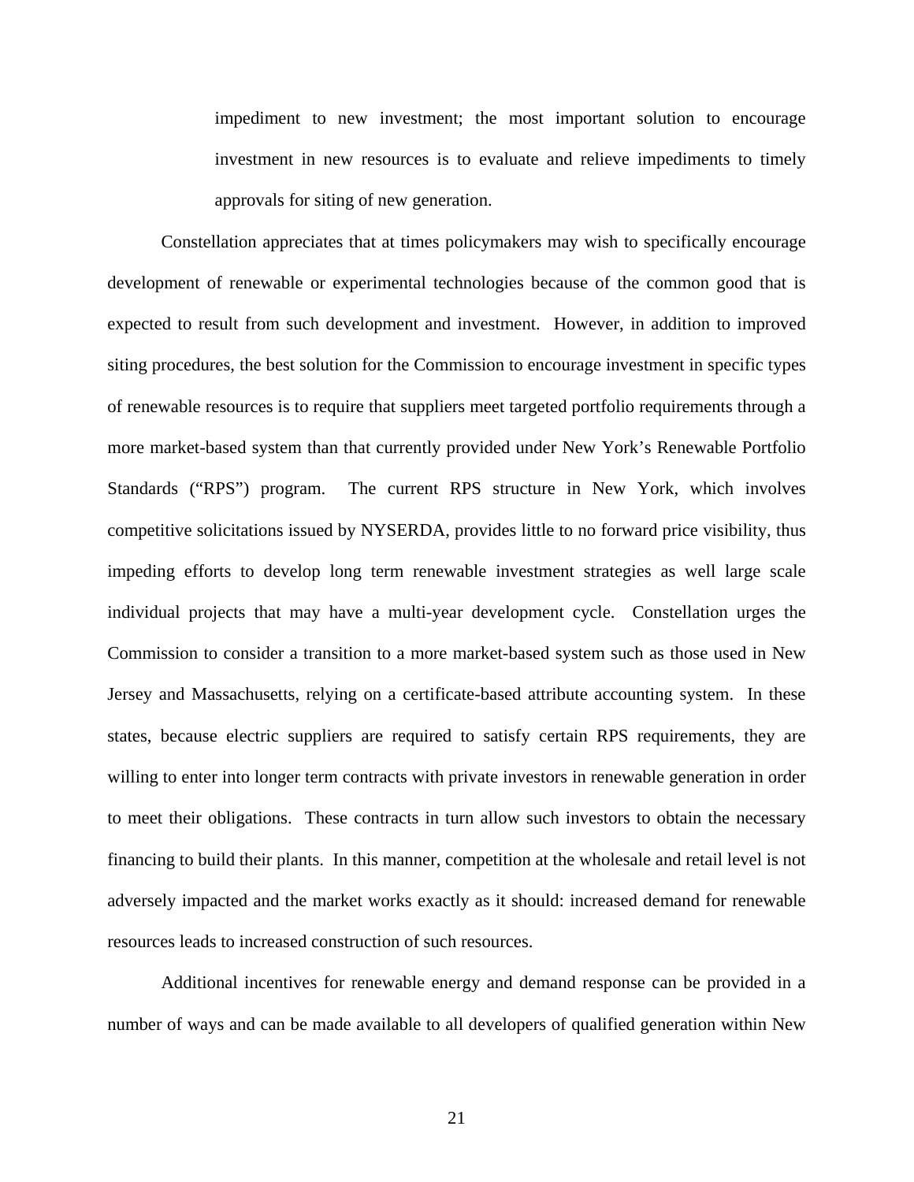impediment to new investment; the most important solution to encourage investment in new resources is to evaluate and relieve impediments to timely approvals for siting of new generation.

Constellation appreciates that at times policymakers may wish to specifically encourage development of renewable or experimental technologies because of the common good that is expected to result from such development and investment. However, in addition to improved siting procedures, the best solution for the Commission to encourage investment in specific types of renewable resources is to require that suppliers meet targeted portfolio requirements through a more market-based system than that currently provided under New York's Renewable Portfolio Standards ("RPS") program. The current RPS structure in New York, which involves competitive solicitations issued by NYSERDA, provides little to no forward price visibility, thus impeding efforts to develop long term renewable investment strategies as well large scale individual projects that may have a multi-year development cycle. Constellation urges the Commission to consider a transition to a more market-based system such as those used in New Jersey and Massachusetts, relying on a certificate-based attribute accounting system. In these states, because electric suppliers are required to satisfy certain RPS requirements, they are willing to enter into longer term contracts with private investors in renewable generation in order to meet their obligations. These contracts in turn allow such investors to obtain the necessary financing to build their plants. In this manner, competition at the wholesale and retail level is not adversely impacted and the market works exactly as it should: increased demand for renewable resources leads to increased construction of such resources.

Additional incentives for renewable energy and demand response can be provided in a number of ways and can be made available to all developers of qualified generation within New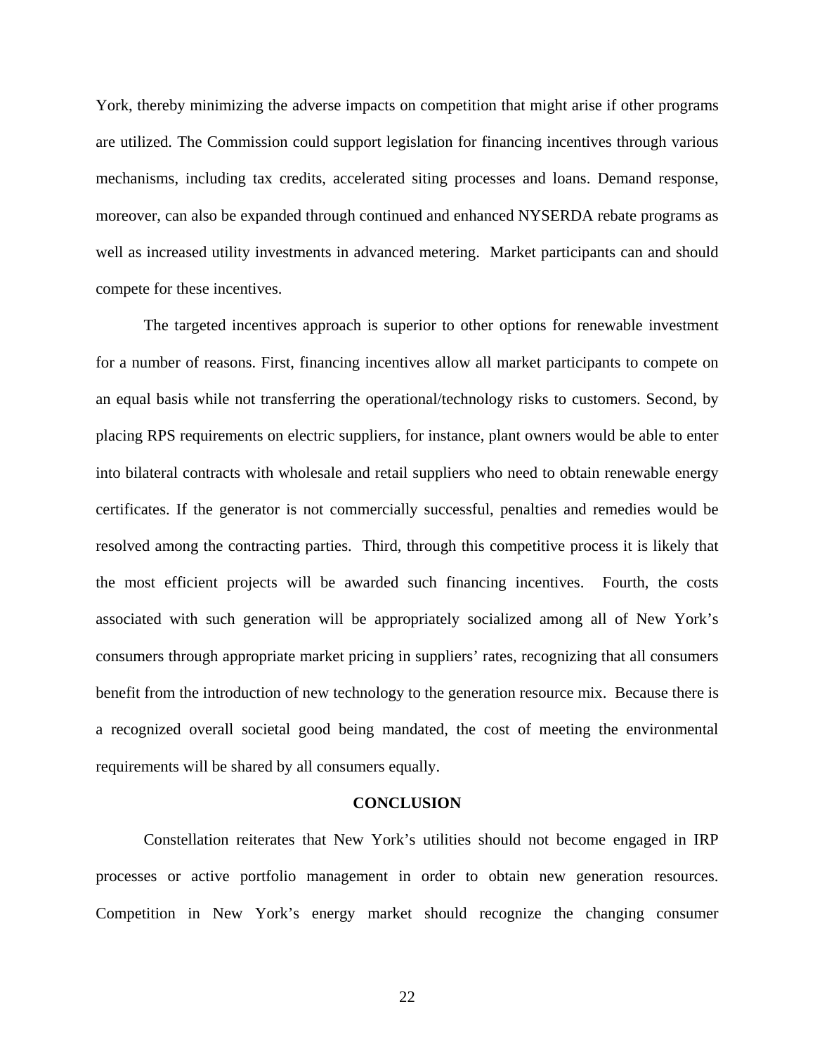York, thereby minimizing the adverse impacts on competition that might arise if other programs are utilized. The Commission could support legislation for financing incentives through various mechanisms, including tax credits, accelerated siting processes and loans. Demand response, moreover, can also be expanded through continued and enhanced NYSERDA rebate programs as well as increased utility investments in advanced metering. Market participants can and should compete for these incentives.

The targeted incentives approach is superior to other options for renewable investment for a number of reasons. First, financing incentives allow all market participants to compete on an equal basis while not transferring the operational/technology risks to customers. Second, by placing RPS requirements on electric suppliers, for instance, plant owners would be able to enter into bilateral contracts with wholesale and retail suppliers who need to obtain renewable energy certificates. If the generator is not commercially successful, penalties and remedies would be resolved among the contracting parties. Third, through this competitive process it is likely that the most efficient projects will be awarded such financing incentives. Fourth, the costs associated with such generation will be appropriately socialized among all of New York's consumers through appropriate market pricing in suppliers' rates, recognizing that all consumers benefit from the introduction of new technology to the generation resource mix. Because there is a recognized overall societal good being mandated, the cost of meeting the environmental requirements will be shared by all consumers equally.

## CONCLUSION

Constellation reiterates that New York's utilities should not become engaged in IRP processes or active portfolio management in order to obtain new generation resources. Competition in New York's energy market should recognize the changing consumer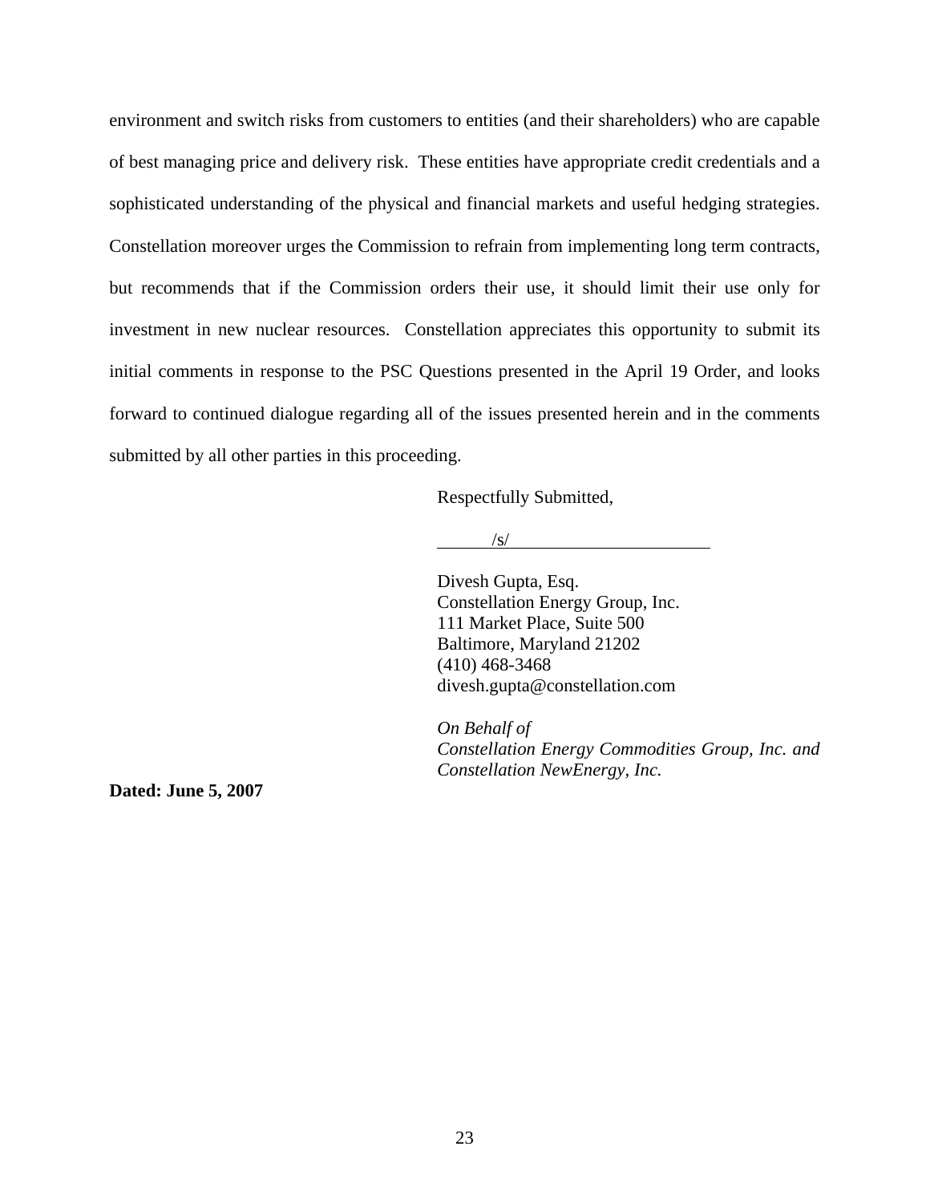environment and switch risks from customers to entities (and their shareholders) who are capable of best managing price and delivery risk. These entities have appropriate credit credentials and a sophisticated understanding of the physical and financial markets and useful hedging strategies. Constellation moreover urges the Commission to refrain from implementing long term contracts, but recommends that if the Commission orders their use, it should limit their use only for investment in new nuclear resources. Constellation appreciates this opportunity to submit its initial comments in response to the PSC Questions presented in the April 19 Order, and looks forward to continued dialogue regarding all of the issues presented herein and in the comments submitted by all other parties in this proceeding.

Respectfully Submitted,

/s/

Divesh Gupta, Esq.
Constellation Energy Group, Inc.
111 Market Place, Suite 500
Baltimore, Maryland 21202
(410) 468-3468
divesh.gupta@constellation.com

*On Behalf of*
*Constellation Energy Commodities Group, Inc. and Constellation NewEnergy, Inc.*

**Dated: June 5, 2007**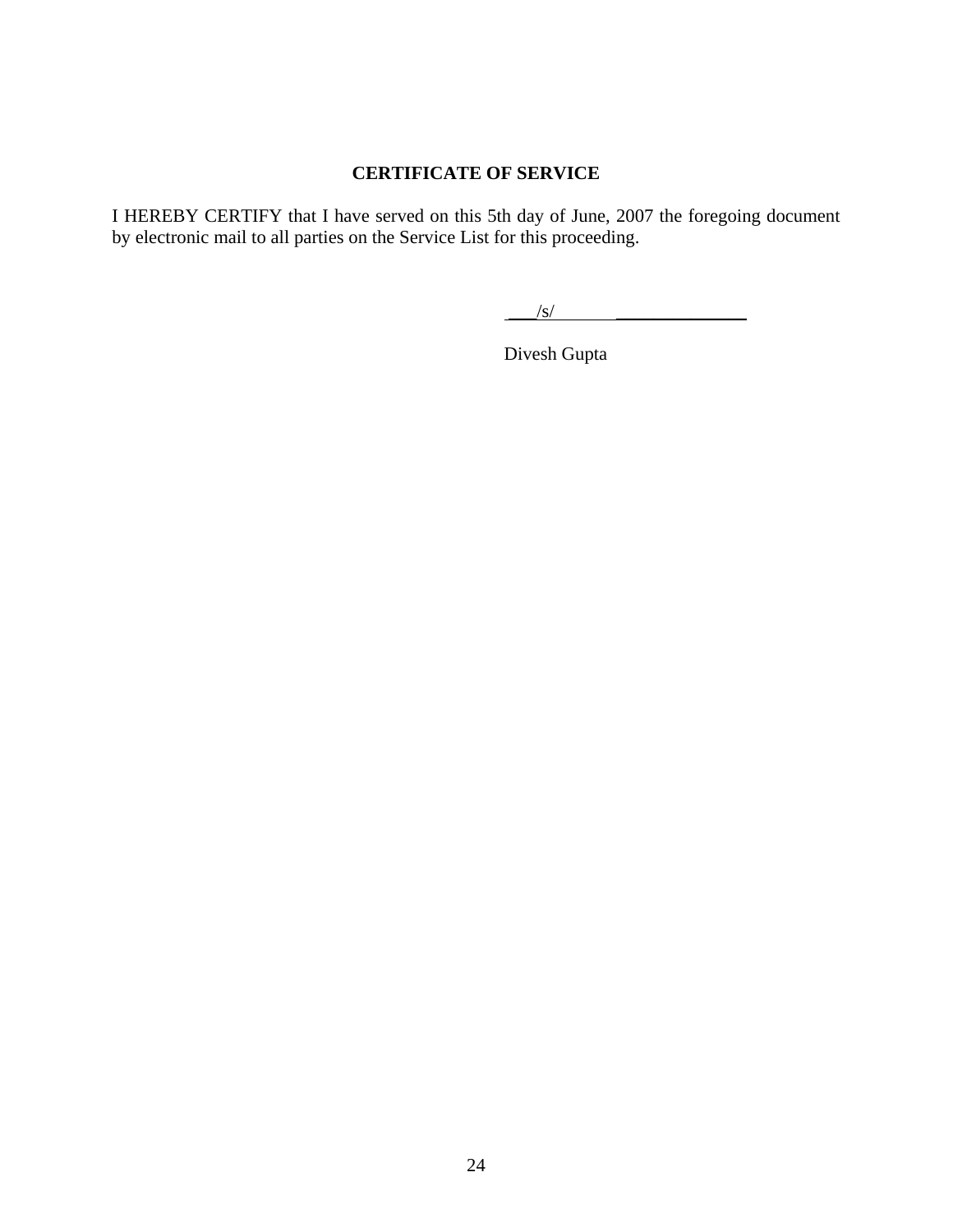## CERTIFICATE OF SERVICE

I HEREBY CERTIFY that I have served on this 5th day of June, 2007 the foregoing document by electronic mail to all parties on the Service List for this proceeding.

___/s/_______________

Divesh Gupta